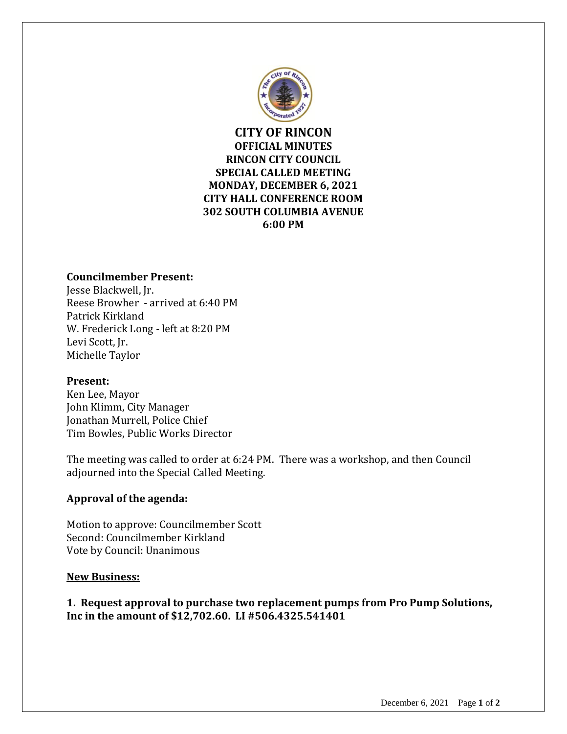# CITY OF RINCON

**OFFICIAL MINUTES**
**RINCON CITY COUNCIL**
**SPECIAL CALLED MEETING**
**MONDAY, DECEMBER 6, 2021**
**CITY HALL CONFERENCE ROOM**
**302 SOUTH COLUMBIA AVENUE**
**6:00 PM**

**Councilmember Present:**
Jesse Blackwell, Jr.
Reese Browher - arrived at 6:40 PM
Patrick Kirkland
W. Frederick Long - left at 8:20 PM
Levi Scott, Jr.
Michelle Taylor

**Present:**
Ken Lee, Mayor
John Klimm, City Manager
Jonathan Murrell, Police Chief
Tim Bowles, Public Works Director

The meeting was called to order at 6:24 PM. There was a workshop, and then Council adjourned into the Special Called Meeting.

**Approval of the agenda:**

Motion to approve: Councilmember Scott
Second: Councilmember Kirkland
Vote by Council: Unanimous

**New Business:**

**1. Request approval to purchase two replacement pumps from Pro Pump Solutions, Inc in the amount of $12,702.60. LI #506.4325.541401**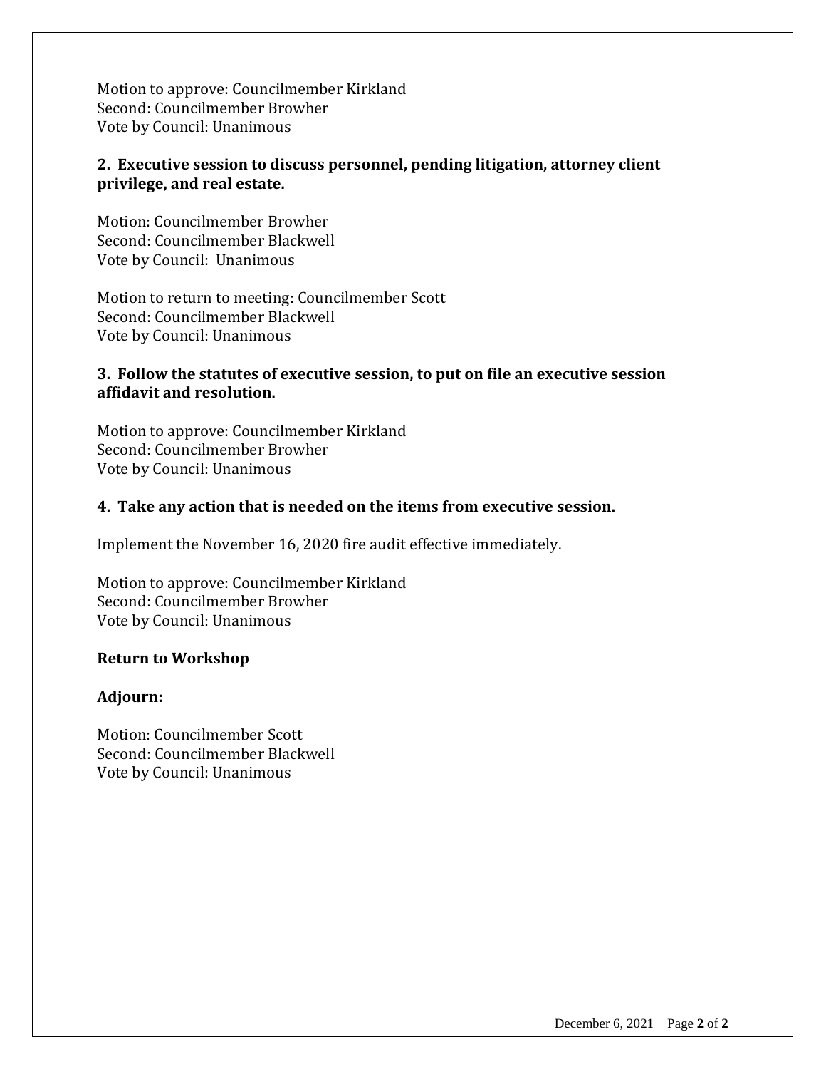Motion to approve: Councilmember Kirkland
Second: Councilmember Browher
Vote by Council: Unanimous

**2. Executive session to discuss personnel, pending litigation, attorney client privilege, and real estate.**

Motion: Councilmember Browher
Second: Councilmember Blackwell
Vote by Council: Unanimous

Motion to return to meeting: Councilmember Scott
Second: Councilmember Blackwell
Vote by Council: Unanimous

**3. Follow the statutes of executive session, to put on file an executive session affidavit and resolution.**

Motion to approve: Councilmember Kirkland
Second: Councilmember Browher
Vote by Council: Unanimous

**4. Take any action that is needed on the items from executive session.**

Implement the November 16, 2020 fire audit effective immediately.

Motion to approve: Councilmember Kirkland
Second: Councilmember Browher
Vote by Council: Unanimous

**Return to Workshop**

**Adjourn:**

Motion: Councilmember Scott
Second: Councilmember Blackwell
Vote by Council: Unanimous